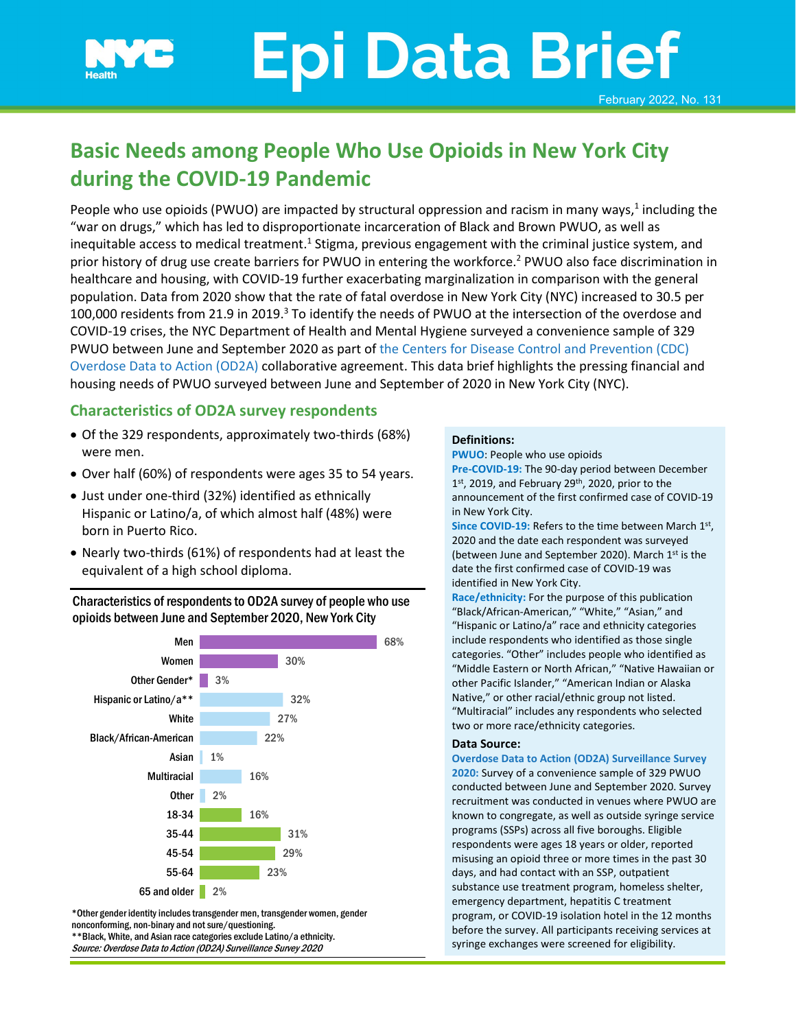# Epi Data Brief

February 2022, No. 131

## Basic Needs among People Who Use Opioids in New York City during the COVID-19 Pandemic

People who use opioids (PWUO) are impacted by structural oppression and racism in many ways,[1] including the "war on drugs," which has led to disproportionate incarceration of Black and Brown PWUO, as well as inequitable access to medical treatment.[1] Stigma, previous engagement with the criminal justice system, and prior history of drug use create barriers for PWUO in entering the workforce.[2] PWUO also face discrimination in healthcare and housing, with COVID-19 further exacerbating marginalization in comparison with the general population. Data from 2020 show that the rate of fatal overdose in New York City (NYC) increased to 30.5 per 100,000 residents from 21.9 in 2019.[3] To identify the needs of PWUO at the intersection of the overdose and COVID-19 crises, the NYC Department of Health and Mental Hygiene surveyed a convenience sample of 329 PWUO between June and September 2020 as part of the Centers for Disease Control and Prevention (CDC) Overdose Data to Action (OD2A) collaborative agreement. This data brief highlights the pressing financial and housing needs of PWUO surveyed between June and September of 2020 in New York City (NYC).

### Characteristics of OD2A survey respondents

- Of the 329 respondents, approximately two-thirds (68%) were men.
- Over half (60%) of respondents were ages 35 to 54 years.
- Just under one-third (32%) identified as ethnically Hispanic or Latino/a, of which almost half (48%) were born in Puerto Rico.
- Nearly two-thirds (61%) of respondents had at least the equivalent of a high school diploma.

**Characteristics of respondents to OD2A survey of people who use opioids between June and September 2020, New York City**

| Characteristic | Percent |
|---|---|
| Men | 68% |
| Women | 30% |
| Other Gender* | 3% |
| Hispanic or Latino/a** | 32% |
| White | 27% |
| Black/African-American | 22% |
| Asian | 1% |
| Multiracial | 16% |
| Other | 2% |
| 18-34 | 16% |
| 35-44 | 31% |
| 45-54 | 29% |
| 55-64 | 23% |
| 65 and older | 2% |

*Other gender identity includes transgender men, transgender women, gender nonconforming, non-binary and not sure/questioning.
**Black, White, and Asian race categories exclude Latino/a ethnicity.
*Source: Overdose Data to Action (OD2A) Surveillance Survey 2020*

**Definitions:**

**PWUO**: People who use opioids

**Pre-COVID-19:** The 90-day period between December 1st, 2019, and February 29th, 2020, prior to the announcement of the first confirmed case of COVID-19 in New York City.

**Since COVID-19:** Refers to the time between March 1st, 2020 and the date each respondent was surveyed (between June and September 2020). March 1st is the date the first confirmed case of COVID-19 was identified in New York City.

**Race/ethnicity:** For the purpose of this publication "Black/African-American," "White," "Asian," and "Hispanic or Latino/a" race and ethnicity categories include respondents who identified as those single categories. "Other" includes people who identified as "Middle Eastern or North African," "Native Hawaiian or other Pacific Islander," "American Indian or Alaska Native," or other racial/ethnic group not listed. "Multiracial" includes any respondents who selected two or more race/ethnicity categories.

**Data Source:**

**Overdose Data to Action (OD2A) Surveillance Survey 2020:** Survey of a convenience sample of 329 PWUO conducted between June and September 2020. Survey recruitment was conducted in venues where PWUO are known to congregate, as well as outside syringe service programs (SSPs) across all five boroughs. Eligible respondents were ages 18 years or older, reported misusing an opioid three or more times in the past 30 days, and had contact with an SSP, outpatient substance use treatment program, homeless shelter, emergency department, hepatitis C treatment program, or COVID-19 isolation hotel in the 12 months before the survey. All participants receiving services at syringe exchanges were screened for eligibility.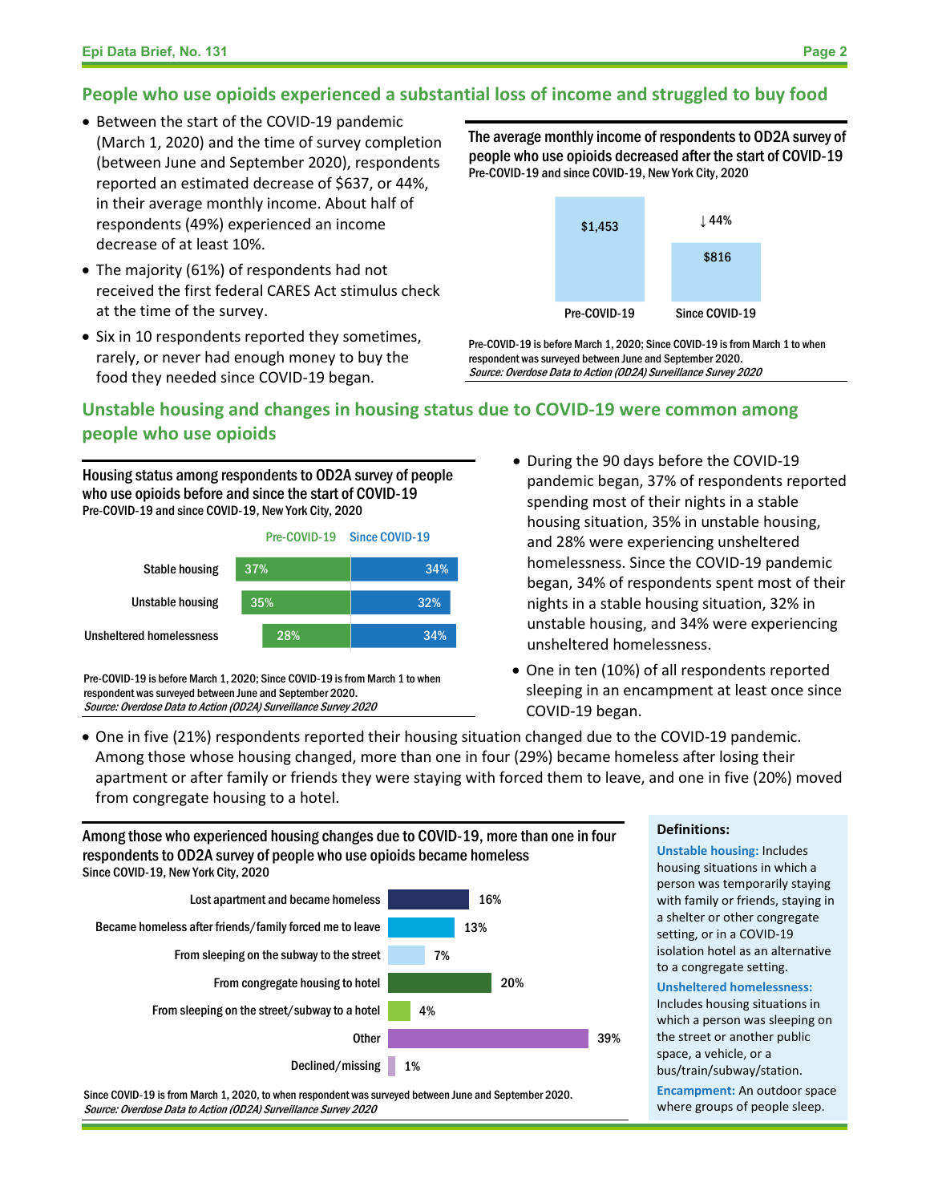## People who use opioids experienced a substantial loss of income and struggled to buy food

- Between the start of the COVID-19 pandemic (March 1, 2020) and the time of survey completion (between June and September 2020), respondents reported an estimated decrease of $637, or 44%, in their average monthly income. About half of respondents (49%) experienced an income decrease of at least 10%.
- The majority (61%) of respondents had not received the first federal CARES Act stimulus check at the time of the survey.
- Six in 10 respondents reported they sometimes, rarely, or never had enough money to buy the food they needed since COVID-19 began.

**The average monthly income of respondents to OD2A survey of people who use opioids decreased after the start of COVID-19**
Pre-COVID-19 and since COVID-19, New York City, 2020

| | Average monthly income |
|---|---|
| Pre-COVID-19 | $1,453 |
| Since COVID-19 | $816 (↓44%) |

Pre-COVID-19 is before March 1, 2020; Since COVID-19 is from March 1 to when respondent was surveyed between June and September 2020.
*Source: Overdose Data to Action (OD2A) Surveillance Survey 2020*

## Unstable housing and changes in housing status due to COVID-19 were common among people who use opioids

**Housing status among respondents to OD2A survey of people who use opioids before and since the start of COVID-19**
Pre-COVID-19 and since COVID-19, New York City, 2020

| | Pre-COVID-19 | Since COVID-19 |
|---|---|---|
| Stable housing | 37% | 34% |
| Unstable housing | 35% | 32% |
| Unsheltered homelessness | 28% | 34% |

Pre-COVID-19 is before March 1, 2020; Since COVID-19 is from March 1 to when respondent was surveyed between June and September 2020.
*Source: Overdose Data to Action (OD2A) Surveillance Survey 2020*

- During the 90 days before the COVID-19 pandemic began, 37% of respondents reported spending most of their nights in a stable housing situation, 35% in unstable housing, and 28% were experiencing unsheltered homelessness. Since the COVID-19 pandemic began, 34% of respondents spent most of their nights in a stable housing situation, 32% in unstable housing, and 34% were experiencing unsheltered homelessness.
- One in ten (10%) of all respondents reported sleeping in an encampment at least once since COVID-19 began.
- One in five (21%) respondents reported their housing situation changed due to the COVID-19 pandemic. Among those whose housing changed, more than one in four (29%) became homeless after losing their apartment or after family or friends they were staying with forced them to leave, and one in five (20%) moved from congregate housing to a hotel.

**Among those who experienced housing changes due to COVID-19, more than one in four respondents to OD2A survey of people who use opioids became homeless**
Since COVID-19, New York City, 2020

| Housing change | Percent |
|---|---|
| Lost apartment and became homeless | 16% |
| Became homeless after friends/family forced me to leave | 13% |
| From sleeping on the subway to the street | 7% |
| From congregate housing to hotel | 20% |
| From sleeping on the street/subway to a hotel | 4% |
| Other | 39% |
| Declined/missing | 1% |

Since COVID-19 is from March 1, 2020, to when respondent was surveyed between June and September 2020.
*Source: Overdose Data to Action (OD2A) Surveillance Survey 2020*

**Definitions:**

**Unstable housing:** Includes housing situations in which a person was temporarily staying with family or friends, staying in a shelter or other congregate setting, or in a COVID-19 isolation hotel as an alternative to a congregate setting.

**Unsheltered homelessness:** Includes housing situations in which a person was sleeping on the street or another public space, a vehicle, or a bus/train/subway/station.

**Encampment:** An outdoor space where groups of people sleep.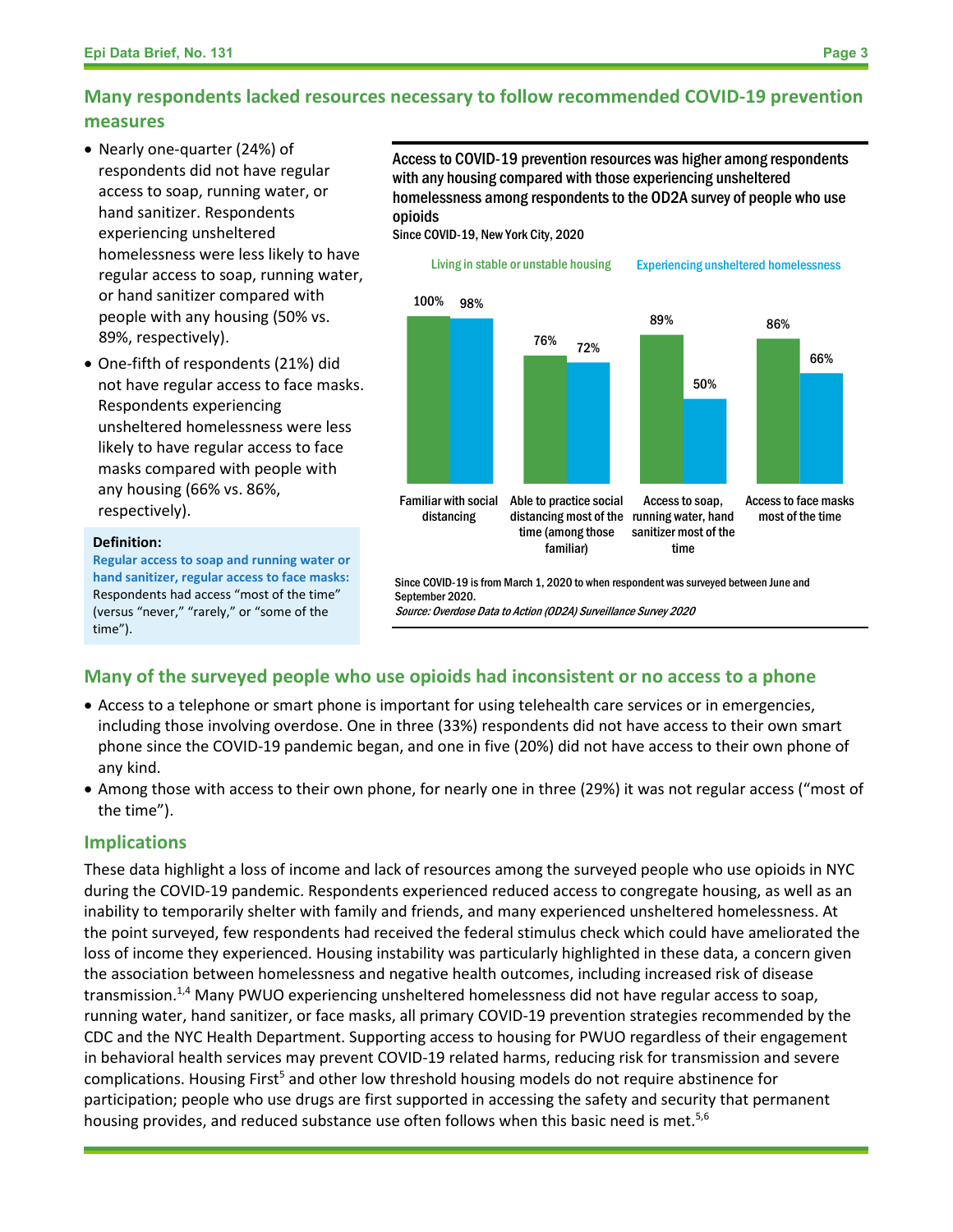## Many respondents lacked resources necessary to follow recommended COVID-19 prevention measures

- Nearly one-quarter (24%) of respondents did not have regular access to soap, running water, or hand sanitizer. Respondents experiencing unsheltered homelessness were less likely to have regular access to soap, running water, or hand sanitizer compared with people with any housing (50% vs. 89%, respectively).
- One-fifth of respondents (21%) did not have regular access to face masks. Respondents experiencing unsheltered homelessness were less likely to have regular access to face masks compared with people with any housing (66% vs. 86%, respectively).

**Definition:**

**Regular access to soap and running water or hand sanitizer, regular access to face masks:** Respondents had access "most of the time" (versus "never," "rarely," or "some of the time").

**Access to COVID-19 prevention resources was higher among respondents with any housing compared with those experiencing unsheltered homelessness among respondents to the OD2A survey of people who use opioids**

Since COVID-19, New York City, 2020

| | Living in stable or unstable housing | Experiencing unsheltered homelessness |
| --- | --- | --- |
| Familiar with social distancing | 100% | 98% |
| Able to practice social distancing most of the time (among those familiar) | 76% | 72% |
| Access to soap, running water, hand sanitizer most of the time | 89% | 50% |
| Access to face masks most of the time | 86% | 66% |

Since COVID-19 is from March 1, 2020 to when respondent was surveyed between June and September 2020.

*Source: Overdose Data to Action (OD2A) Surveillance Survey 2020*

## Many of the surveyed people who use opioids had inconsistent or no access to a phone

- Access to a telephone or smart phone is important for using telehealth care services or in emergencies, including those involving overdose. One in three (33%) respondents did not have access to their own smart phone since the COVID-19 pandemic began, and one in five (20%) did not have access to their own phone of any kind.
- Among those with access to their own phone, for nearly one in three (29%) it was not regular access ("most of the time").

## Implications

These data highlight a loss of income and lack of resources among the surveyed people who use opioids in NYC during the COVID-19 pandemic. Respondents experienced reduced access to congregate housing, as well as an inability to temporarily shelter with family and friends, and many experienced unsheltered homelessness. At the point surveyed, few respondents had received the federal stimulus check which could have ameliorated the loss of income they experienced. Housing instability was particularly highlighted in these data, a concern given the association between homelessness and negative health outcomes, including increased risk of disease transmission.[1,4] Many PWUO experiencing unsheltered homelessness did not have regular access to soap, running water, hand sanitizer, or face masks, all primary COVID-19 prevention strategies recommended by the CDC and the NYC Health Department. Supporting access to housing for PWUO regardless of their engagement in behavioral health services may prevent COVID-19 related harms, reducing risk for transmission and severe complications. Housing First[5] and other low threshold housing models do not require abstinence for participation; people who use drugs are first supported in accessing the safety and security that permanent housing provides, and reduced substance use often follows when this basic need is met.[5,6]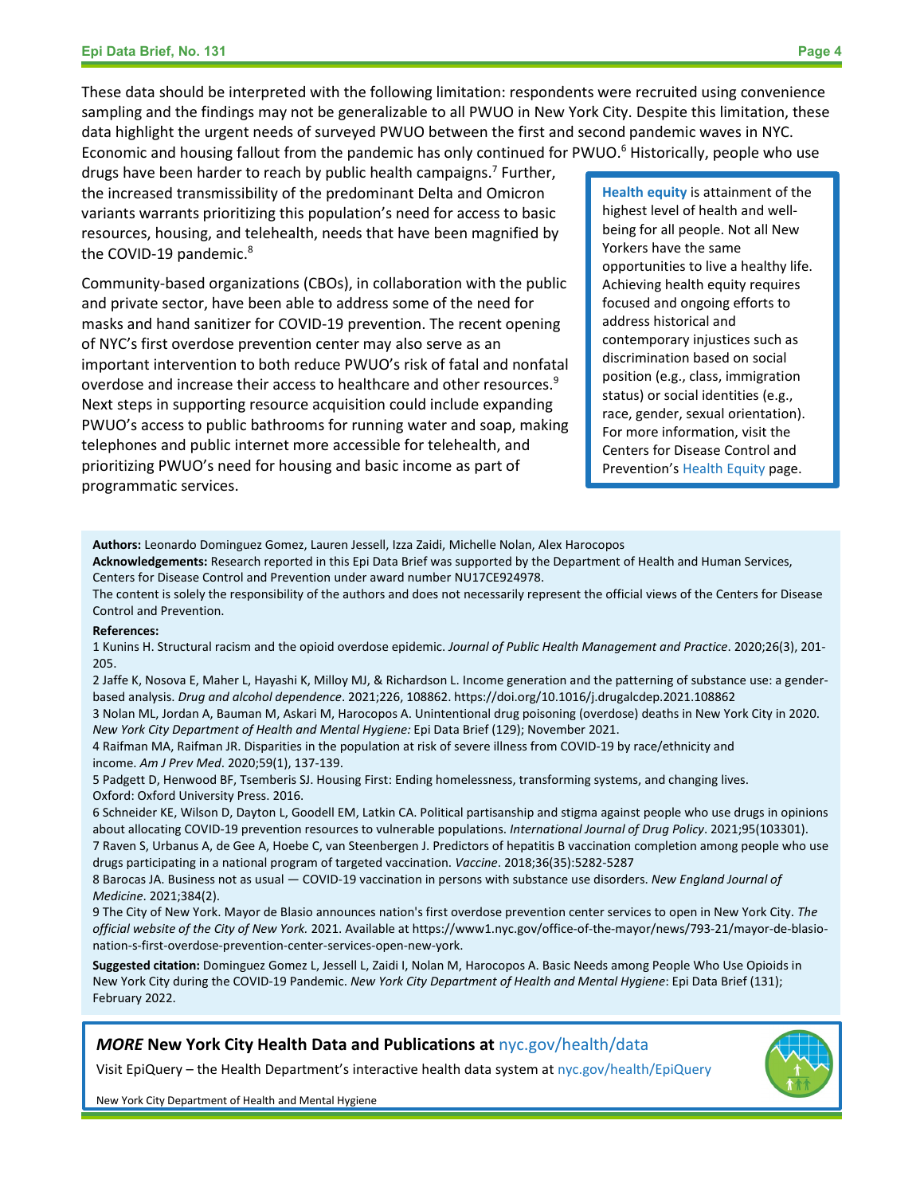These data should be interpreted with the following limitation: respondents were recruited using convenience sampling and the findings may not be generalizable to all PWUO in New York City. Despite this limitation, these data highlight the urgent needs of surveyed PWUO between the first and second pandemic waves in NYC. Economic and housing fallout from the pandemic has only continued for PWUO.[6] Historically, people who use drugs have been harder to reach by public health campaigns.[7] Further, the increased transmissibility of the predominant Delta and Omicron variants warrants prioritizing this population's need for access to basic resources, housing, and telehealth, needs that have been magnified by the COVID-19 pandemic.[8]

Community-based organizations (CBOs), in collaboration with the public and private sector, have been able to address some of the need for masks and hand sanitizer for COVID-19 prevention. The recent opening of NYC's first overdose prevention center may also serve as an important intervention to both reduce PWUO's risk of fatal and nonfatal overdose and increase their access to healthcare and other resources.[9] Next steps in supporting resource acquisition could include expanding PWUO's access to public bathrooms for running water and soap, making telephones and public internet more accessible for telehealth, and prioritizing PWUO's need for housing and basic income as part of programmatic services.

> **Health equity** is attainment of the highest level of health and well-being for all people. Not all New Yorkers have the same opportunities to live a healthy life. Achieving health equity requires focused and ongoing efforts to address historical and contemporary injustices such as discrimination based on social position (e.g., class, immigration status) or social identities (e.g., race, gender, sexual orientation). For more information, visit the Centers for Disease Control and Prevention's Health Equity page.

**Authors:** Leonardo Dominguez Gomez, Lauren Jessell, Izza Zaidi, Michelle Nolan, Alex Harocopos

**Acknowledgements:** Research reported in this Epi Data Brief was supported by the Department of Health and Human Services, Centers for Disease Control and Prevention under award number NU17CE924978.

The content is solely the responsibility of the authors and does not necessarily represent the official views of the Centers for Disease Control and Prevention.

**References:**

1 Kunins H. Structural racism and the opioid overdose epidemic. *Journal of Public Health Management and Practice*. 2020;26(3), 201-205.

2 Jaffe K, Nosova E, Maher L, Hayashi K, Milloy MJ, & Richardson L. Income generation and the patterning of substance use: a gender-based analysis. *Drug and alcohol dependence*. 2021;226, 108862. https://doi.org/10.1016/j.drugalcdep.2021.108862

3 Nolan ML, Jordan A, Bauman M, Askari M, Harocopos A. Unintentional drug poisoning (overdose) deaths in New York City in 2020. *New York City Department of Health and Mental Hygiene:* Epi Data Brief (129); November 2021.

4 Raifman MA, Raifman JR. Disparities in the population at risk of severe illness from COVID-19 by race/ethnicity and income. *Am J Prev Med*. 2020;59(1), 137-139.

5 Padgett D, Henwood BF, Tsemberis SJ. Housing First: Ending homelessness, transforming systems, and changing lives. Oxford: Oxford University Press. 2016.

6 Schneider KE, Wilson D, Dayton L, Goodell EM, Latkin CA. Political partisanship and stigma against people who use drugs in opinions about allocating COVID-19 prevention resources to vulnerable populations. *International Journal of Drug Policy*. 2021;95(103301).

7 Raven S, Urbanus A, de Gee A, Hoebe C, van Steenbergen J. Predictors of hepatitis B vaccination completion among people who use drugs participating in a national program of targeted vaccination. *Vaccine*. 2018;36(35):5282-5287

8 Barocas JA. Business not as usual — COVID-19 vaccination in persons with substance use disorders. *New England Journal of Medicine*. 2021;384(2).

9 The City of New York. Mayor de Blasio announces nation's first overdose prevention center services to open in New York City. *The official website of the City of New York.* 2021. Available at https://www1.nyc.gov/office-of-the-mayor/news/793-21/mayor-de-blasio-nation-s-first-overdose-prevention-center-services-open-new-york.

**Suggested citation:** Dominguez Gomez L, Jessell L, Zaidi I, Nolan M, Harocopos A. Basic Needs among People Who Use Opioids in New York City during the COVID-19 Pandemic. *New York City Department of Health and Mental Hygiene*: Epi Data Brief (131); February 2022.

***MORE* New York City Health Data and Publications at** nyc.gov/health/data

Visit EpiQuery – the Health Department's interactive health data system at nyc.gov/health/EpiQuery

New York City Department of Health and Mental Hygiene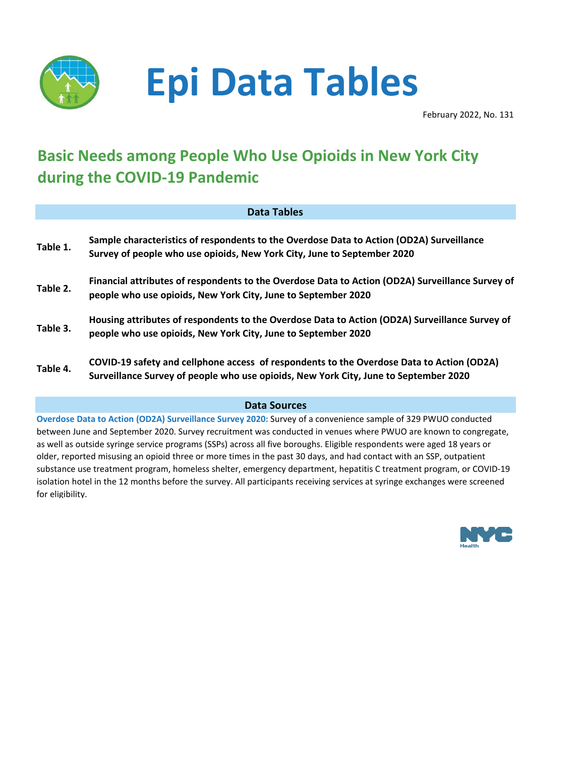# Epi Data Tables

February 2022, No. 131

## Basic Needs among People Who Use Opioids in New York City during the COVID-19 Pandemic

### Data Tables

| | |
|---|---|
| **Table 1.** | **Sample characteristics of respondents to the Overdose Data to Action (OD2A) Surveillance Survey of people who use opioids, New York City, June to September 2020** |
| **Table 2.** | **Financial attributes of respondents to the Overdose Data to Action (OD2A) Surveillance Survey of people who use opioids, New York City, June to September 2020** |
| **Table 3.** | **Housing attributes of respondents to the Overdose Data to Action (OD2A) Surveillance Survey of people who use opioids, New York City, June to September 2020** |
| **Table 4.** | **COVID-19 safety and cellphone access of respondents to the Overdose Data to Action (OD2A) Surveillance Survey of people who use opioids, New York City, June to September 2020** |

### Data Sources

**Overdose Data to Action (OD2A) Surveillance Survey 2020:** Survey of a convenience sample of 329 PWUO conducted between June and September 2020. Survey recruitment was conducted in venues where PWUO are known to congregate, as well as outside syringe service programs (SSPs) across all five boroughs. Eligible respondents were aged 18 years or older, reported misusing an opioid three or more times in the past 30 days, and had contact with an SSP, outpatient substance use treatment program, homeless shelter, emergency department, hepatitis C treatment program, or COVID-19 isolation hotel in the 12 months before the survey. All participants receiving services at syringe exchanges were screened for eligibility.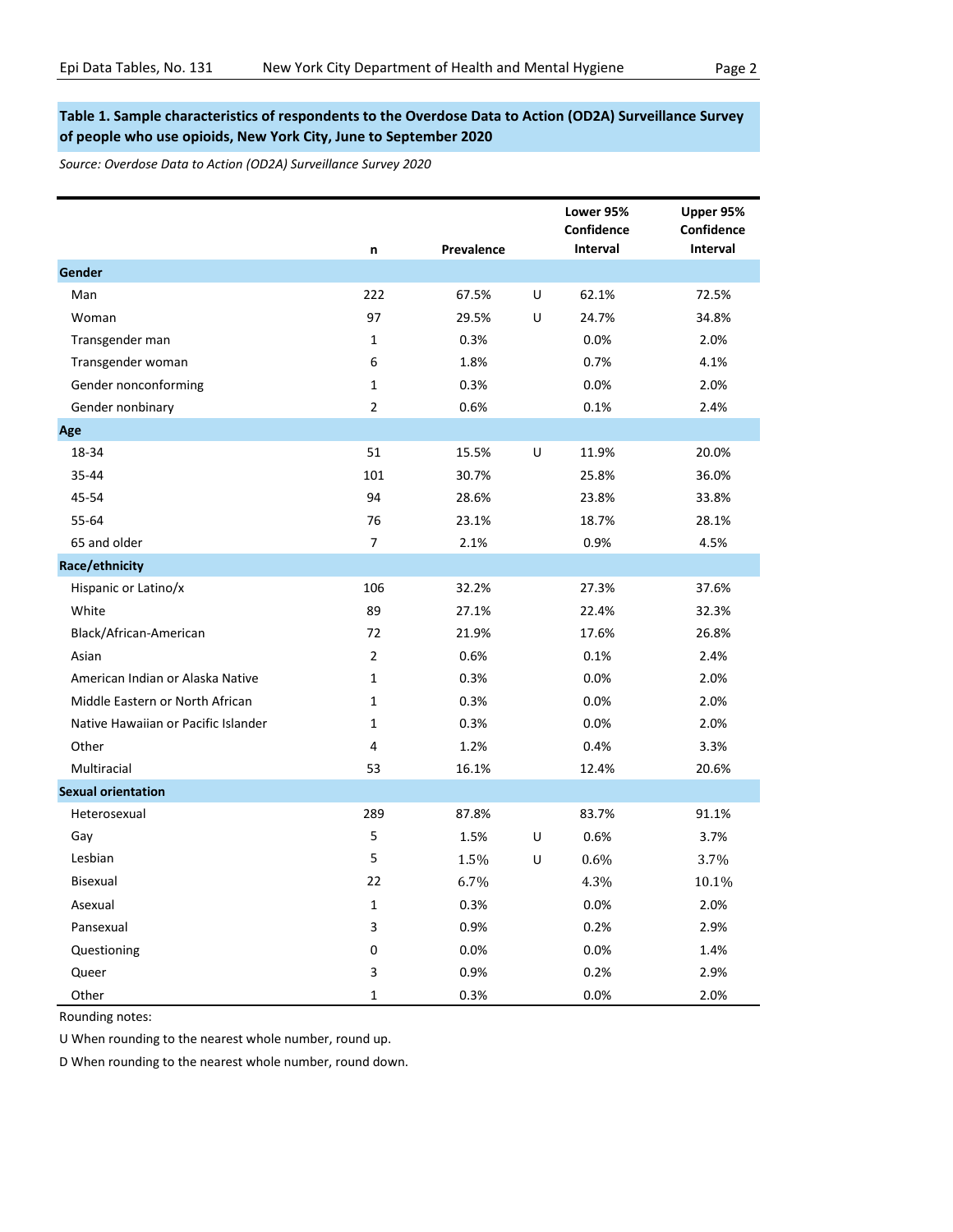**Table 1. Sample characteristics of respondents to the Overdose Data to Action (OD2A) Surveillance Survey of people who use opioids, New York City, June to September 2020**

*Source: Overdose Data to Action (OD2A) Surveillance Survey 2020*

| | n | Prevalence | | Lower 95% Confidence Interval | Upper 95% Confidence Interval |
|---|---|---|---|---|---|
| **Gender** | | | | | |
| Man | 222 | 67.5% | U | 62.1% | 72.5% |
| Woman | 97 | 29.5% | U | 24.7% | 34.8% |
| Transgender man | 1 | 0.3% | | 0.0% | 2.0% |
| Transgender woman | 6 | 1.8% | | 0.7% | 4.1% |
| Gender nonconforming | 1 | 0.3% | | 0.0% | 2.0% |
| Gender nonbinary | 2 | 0.6% | | 0.1% | 2.4% |
| **Age** | | | | | |
| 18-34 | 51 | 15.5% | U | 11.9% | 20.0% |
| 35-44 | 101 | 30.7% | | 25.8% | 36.0% |
| 45-54 | 94 | 28.6% | | 23.8% | 33.8% |
| 55-64 | 76 | 23.1% | | 18.7% | 28.1% |
| 65 and older | 7 | 2.1% | | 0.9% | 4.5% |
| **Race/ethnicity** | | | | | |
| Hispanic or Latino/x | 106 | 32.2% | | 27.3% | 37.6% |
| White | 89 | 27.1% | | 22.4% | 32.3% |
| Black/African-American | 72 | 21.9% | | 17.6% | 26.8% |
| Asian | 2 | 0.6% | | 0.1% | 2.4% |
| American Indian or Alaska Native | 1 | 0.3% | | 0.0% | 2.0% |
| Middle Eastern or North African | 1 | 0.3% | | 0.0% | 2.0% |
| Native Hawaiian or Pacific Islander | 1 | 0.3% | | 0.0% | 2.0% |
| Other | 4 | 1.2% | | 0.4% | 3.3% |
| Multiracial | 53 | 16.1% | | 12.4% | 20.6% |
| **Sexual orientation** | | | | | |
| Heterosexual | 289 | 87.8% | | 83.7% | 91.1% |
| Gay | 5 | 1.5% | U | 0.6% | 3.7% |
| Lesbian | 5 | 1.5% | U | 0.6% | 3.7% |
| Bisexual | 22 | 6.7% | | 4.3% | 10.1% |
| Asexual | 1 | 0.3% | | 0.0% | 2.0% |
| Pansexual | 3 | 0.9% | | 0.2% | 2.9% |
| Questioning | 0 | 0.0% | | 0.0% | 1.4% |
| Queer | 3 | 0.9% | | 0.2% | 2.9% |
| Other | 1 | 0.3% | | 0.0% | 2.0% |

Rounding notes:

U When rounding to the nearest whole number, round up.

D When rounding to the nearest whole number, round down.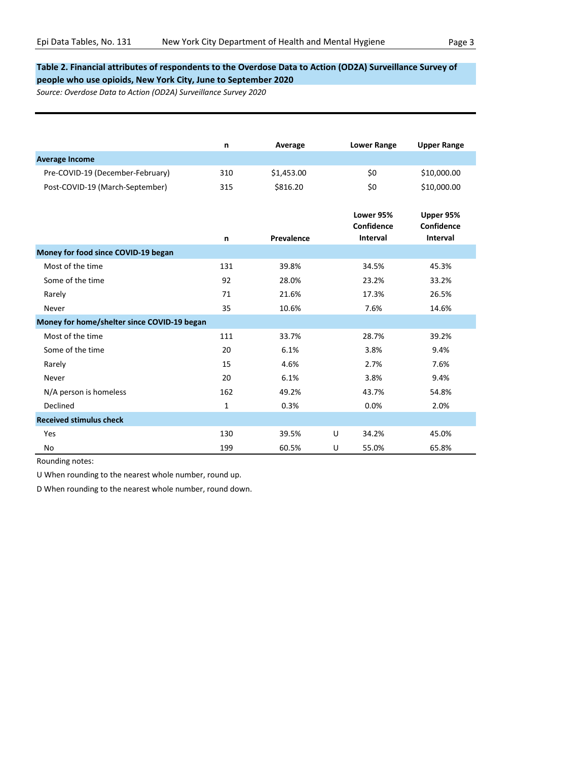**Table 2. Financial attributes of respondents to the Overdose Data to Action (OD2A) Surveillance Survey of people who use opioids, New York City, June to September 2020**

*Source: Overdose Data to Action (OD2A) Surveillance Survey 2020*

| | n | Average | | Lower Range | Upper Range |
|---|---|---|---|---|---|
| **Average Income** | | | | | |
| Pre-COVID-19 (December-February) | 310 | $1,453.00 | | $0 | $10,000.00 |
| Post-COVID-19 (March-September) | 315 | $816.20 | | $0 | $10,000.00 |
| | **n** | **Prevalence** | | **Lower 95% Confidence Interval** | **Upper 95% Confidence Interval** |
| **Money for food since COVID-19 began** | | | | | |
| Most of the time | 131 | 39.8% | | 34.5% | 45.3% |
| Some of the time | 92 | 28.0% | | 23.2% | 33.2% |
| Rarely | 71 | 21.6% | | 17.3% | 26.5% |
| Never | 35 | 10.6% | | 7.6% | 14.6% |
| **Money for home/shelter since COVID-19 began** | | | | | |
| Most of the time | 111 | 33.7% | | 28.7% | 39.2% |
| Some of the time | 20 | 6.1% | | 3.8% | 9.4% |
| Rarely | 15 | 4.6% | | 2.7% | 7.6% |
| Never | 20 | 6.1% | | 3.8% | 9.4% |
| N/A person is homeless | 162 | 49.2% | | 43.7% | 54.8% |
| Declined | 1 | 0.3% | | 0.0% | 2.0% |
| **Received stimulus check** | | | | | |
| Yes | 130 | 39.5% | U | 34.2% | 45.0% |
| No | 199 | 60.5% | U | 55.0% | 65.8% |

Rounding notes:

U When rounding to the nearest whole number, round up.

D When rounding to the nearest whole number, round down.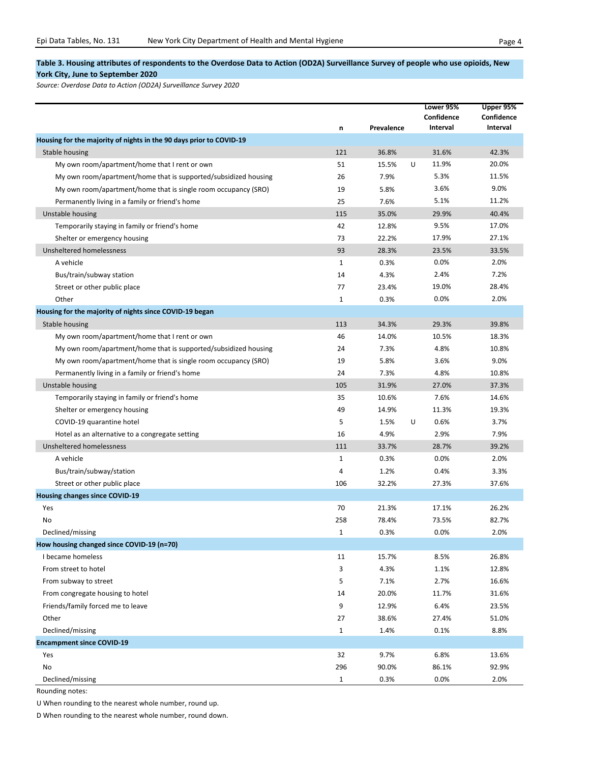## Table 3. Housing attributes of respondents to the Overdose Data to Action (OD2A) Surveillance Survey of people who use opioids, New York City, June to September 2020

*Source: Overdose Data to Action (OD2A) Surveillance Survey 2020*

| | n | Prevalence | | Lower 95% Confidence Interval | Upper 95% Confidence Interval |
|---|---|---|---|---|---|
| **Housing for the majority of nights in the 90 days prior to COVID-19** | | | | | |
| Stable housing | 121 | 36.8% | | 31.6% | 42.3% |
| My own room/apartment/home that I rent or own | 51 | 15.5% | U | 11.9% | 20.0% |
| My own room/apartment/home that is supported/subsidized housing | 26 | 7.9% | | 5.3% | 11.5% |
| My own room/apartment/home that is single room occupancy (SRO) | 19 | 5.8% | | 3.6% | 9.0% |
| Permanently living in a family or friend's home | 25 | 7.6% | | 5.1% | 11.2% |
| Unstable housing | 115 | 35.0% | | 29.9% | 40.4% |
| Temporarily staying in family or friend's home | 42 | 12.8% | | 9.5% | 17.0% |
| Shelter or emergency housing | 73 | 22.2% | | 17.9% | 27.1% |
| Unsheltered homelessness | 93 | 28.3% | | 23.5% | 33.5% |
| A vehicle | 1 | 0.3% | | 0.0% | 2.0% |
| Bus/train/subway station | 14 | 4.3% | | 2.4% | 7.2% |
| Street or other public place | 77 | 23.4% | | 19.0% | 28.4% |
| Other | 1 | 0.3% | | 0.0% | 2.0% |
| **Housing for the majority of nights since COVID-19 began** | | | | | |
| Stable housing | 113 | 34.3% | | 29.3% | 39.8% |
| My own room/apartment/home that I rent or own | 46 | 14.0% | | 10.5% | 18.3% |
| My own room/apartment/home that is supported/subsidized housing | 24 | 7.3% | | 4.8% | 10.8% |
| My own room/apartment/home that is single room occupancy (SRO) | 19 | 5.8% | | 3.6% | 9.0% |
| Permanently living in a family or friend's home | 24 | 7.3% | | 4.8% | 10.8% |
| Unstable housing | 105 | 31.9% | | 27.0% | 37.3% |
| Temporarily staying in family or friend's home | 35 | 10.6% | | 7.6% | 14.6% |
| Shelter or emergency housing | 49 | 14.9% | | 11.3% | 19.3% |
| COVID-19 quarantine hotel | 5 | 1.5% | U | 0.6% | 3.7% |
| Hotel as an alternative to a congregate setting | 16 | 4.9% | | 2.9% | 7.9% |
| Unsheltered homelessness | 111 | 33.7% | | 28.7% | 39.2% |
| A vehicle | 1 | 0.3% | | 0.0% | 2.0% |
| Bus/train/subway/station | 4 | 1.2% | | 0.4% | 3.3% |
| Street or other public place | 106 | 32.2% | | 27.3% | 37.6% |
| **Housing changes since COVID-19** | | | | | |
| Yes | 70 | 21.3% | | 17.1% | 26.2% |
| No | 258 | 78.4% | | 73.5% | 82.7% |
| Declined/missing | 1 | 0.3% | | 0.0% | 2.0% |
| **How housing changed since COVID-19 (n=70)** | | | | | |
| I became homeless | 11 | 15.7% | | 8.5% | 26.8% |
| From street to hotel | 3 | 4.3% | | 1.1% | 12.8% |
| From subway to street | 5 | 7.1% | | 2.7% | 16.6% |
| From congregate housing to hotel | 14 | 20.0% | | 11.7% | 31.6% |
| Friends/family forced me to leave | 9 | 12.9% | | 6.4% | 23.5% |
| Other | 27 | 38.6% | | 27.4% | 51.0% |
| Declined/missing | 1 | 1.4% | | 0.1% | 8.8% |
| **Encampment since COVID-19** | | | | | |
| Yes | 32 | 9.7% | | 6.8% | 13.6% |
| No | 296 | 90.0% | | 86.1% | 92.9% |
| Declined/missing | 1 | 0.3% | | 0.0% | 2.0% |

Rounding notes:

U When rounding to the nearest whole number, round up.

D When rounding to the nearest whole number, round down.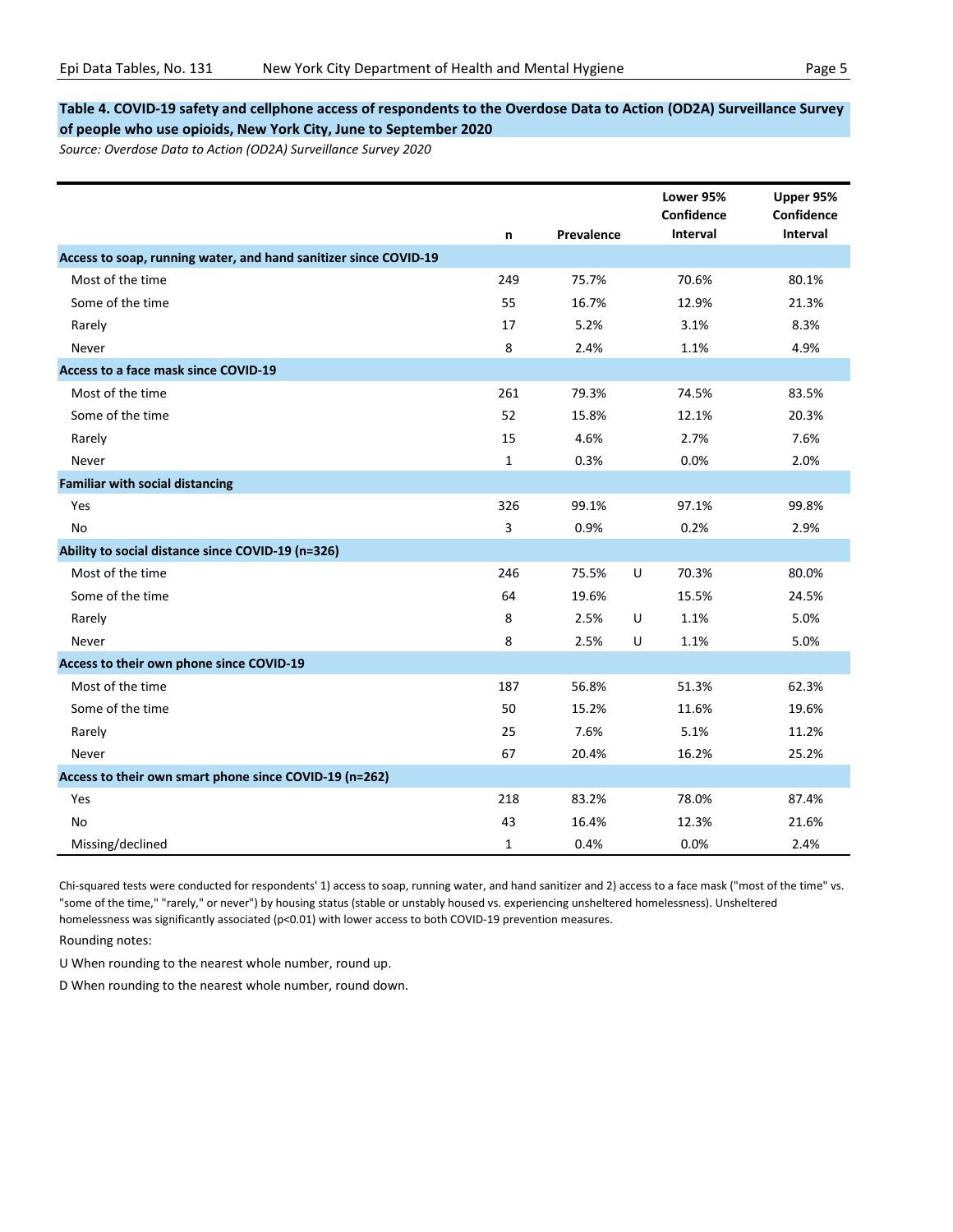**Table 4. COVID-19 safety and cellphone access of respondents to the Overdose Data to Action (OD2A) Surveillance Survey of people who use opioids, New York City, June to September 2020**

*Source: Overdose Data to Action (OD2A) Surveillance Survey 2020*

| | n | Prevalence | | Lower 95% Confidence Interval | Upper 95% Confidence Interval |
|---|---|---|---|---|---|
| **Access to soap, running water, and hand sanitizer since COVID-19** | | | | | |
| Most of the time | 249 | 75.7% | | 70.6% | 80.1% |
| Some of the time | 55 | 16.7% | | 12.9% | 21.3% |
| Rarely | 17 | 5.2% | | 3.1% | 8.3% |
| Never | 8 | 2.4% | | 1.1% | 4.9% |
| **Access to a face mask since COVID-19** | | | | | |
| Most of the time | 261 | 79.3% | | 74.5% | 83.5% |
| Some of the time | 52 | 15.8% | | 12.1% | 20.3% |
| Rarely | 15 | 4.6% | | 2.7% | 7.6% |
| Never | 1 | 0.3% | | 0.0% | 2.0% |
| **Familiar with social distancing** | | | | | |
| Yes | 326 | 99.1% | | 97.1% | 99.8% |
| No | 3 | 0.9% | | 0.2% | 2.9% |
| **Ability to social distance since COVID-19 (n=326)** | | | | | |
| Most of the time | 246 | 75.5% | U | 70.3% | 80.0% |
| Some of the time | 64 | 19.6% | | 15.5% | 24.5% |
| Rarely | 8 | 2.5% | U | 1.1% | 5.0% |
| Never | 8 | 2.5% | U | 1.1% | 5.0% |
| **Access to their own phone since COVID-19** | | | | | |
| Most of the time | 187 | 56.8% | | 51.3% | 62.3% |
| Some of the time | 50 | 15.2% | | 11.6% | 19.6% |
| Rarely | 25 | 7.6% | | 5.1% | 11.2% |
| Never | 67 | 20.4% | | 16.2% | 25.2% |
| **Access to their own smart phone since COVID-19 (n=262)** | | | | | |
| Yes | 218 | 83.2% | | 78.0% | 87.4% |
| No | 43 | 16.4% | | 12.3% | 21.6% |
| Missing/declined | 1 | 0.4% | | 0.0% | 2.4% |

Chi-squared tests were conducted for respondents' 1) access to soap, running water, and hand sanitizer and 2) access to a face mask ("most of the time" vs. "some of the time," "rarely," or never") by housing status (stable or unstably housed vs. experiencing unsheltered homelessness). Unsheltered homelessness was significantly associated ($p<0.01$) with lower access to both COVID-19 prevention measures.

Rounding notes:

U When rounding to the nearest whole number, round up.

D When rounding to the nearest whole number, round down.